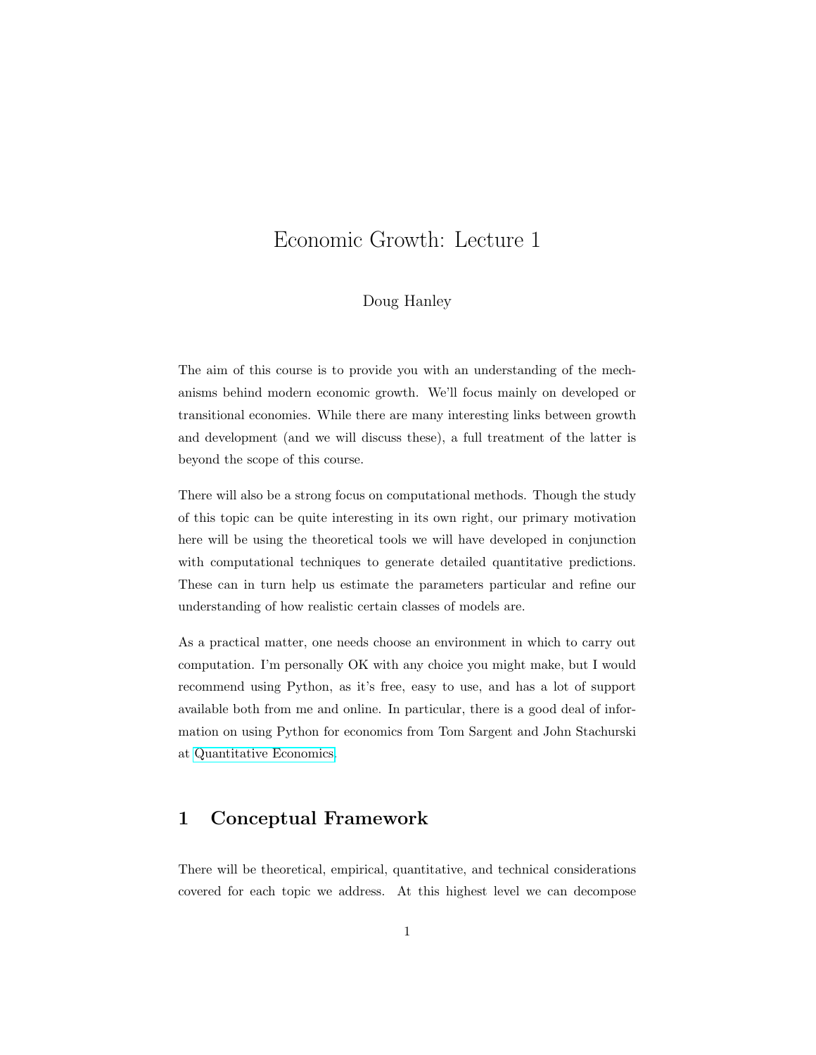# Economic Growth: Lecture 1

Doug Hanley

The aim of this course is to provide you with an understanding of the mechanisms behind modern economic growth. We'll focus mainly on developed or transitional economies. While there are many interesting links between growth and development (and we will discuss these), a full treatment of the latter is beyond the scope of this course.

There will also be a strong focus on computational methods. Though the study of this topic can be quite interesting in its own right, our primary motivation here will be using the theoretical tools we will have developed in conjunction with computational techniques to generate detailed quantitative predictions. These can in turn help us estimate the parameters particular and refine our understanding of how realistic certain classes of models are.

As a practical matter, one needs choose an environment in which to carry out computation. I'm personally OK with any choice you might make, but I would recommend using Python, as it's free, easy to use, and has a lot of support available both from me and online. In particular, there is a good deal of information on using Python for economics from Tom Sargent and John Stachurski at Quantitative Economics.

## 1 Conceptual Framework

There will be theoretical, empirical, quantitative, and technical considerations covered for each topic we address. At this highest level we can decompose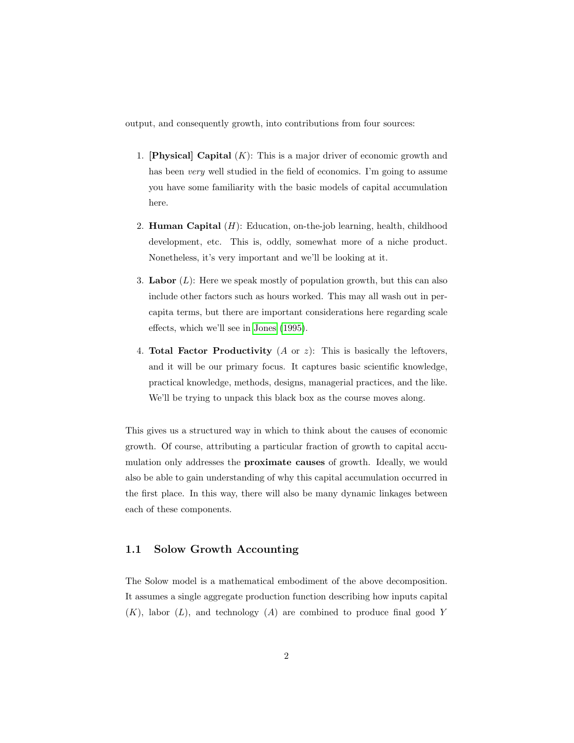output, and consequently growth, into contributions from four sources:

1. **[Physical] Capital** ($K$): This is a major driver of economic growth and has been *very* well studied in the field of economics. I'm going to assume you have some familiarity with the basic models of capital accumulation here.

2. **Human Capital** ($H$): Education, on-the-job learning, health, childhood development, etc. This is, oddly, somewhat more of a niche product. Nonetheless, it's very important and we'll be looking at it.

3. **Labor** ($L$): Here we speak mostly of population growth, but this can also include other factors such as hours worked. This may all wash out in per-capita terms, but there are important considerations here regarding scale effects, which we'll see in Jones (1995).

4. **Total Factor Productivity** ($A$ or $z$): This is basically the leftovers, and it will be our primary focus. It captures basic scientific knowledge, practical knowledge, methods, designs, managerial practices, and the like. We'll be trying to unpack this black box as the course moves along.

This gives us a structured way in which to think about the causes of economic growth. Of course, attributing a particular fraction of growth to capital accumulation only addresses the **proximate causes** of growth. Ideally, we would also be able to gain understanding of why this capital accumulation occurred in the first place. In this way, there will also be many dynamic linkages between each of these components.

## 1.1 Solow Growth Accounting

The Solow model is a mathematical embodiment of the above decomposition. It assumes a single aggregate production function describing how inputs capital ($K$), labor ($L$), and technology ($A$) are combined to produce final good $Y$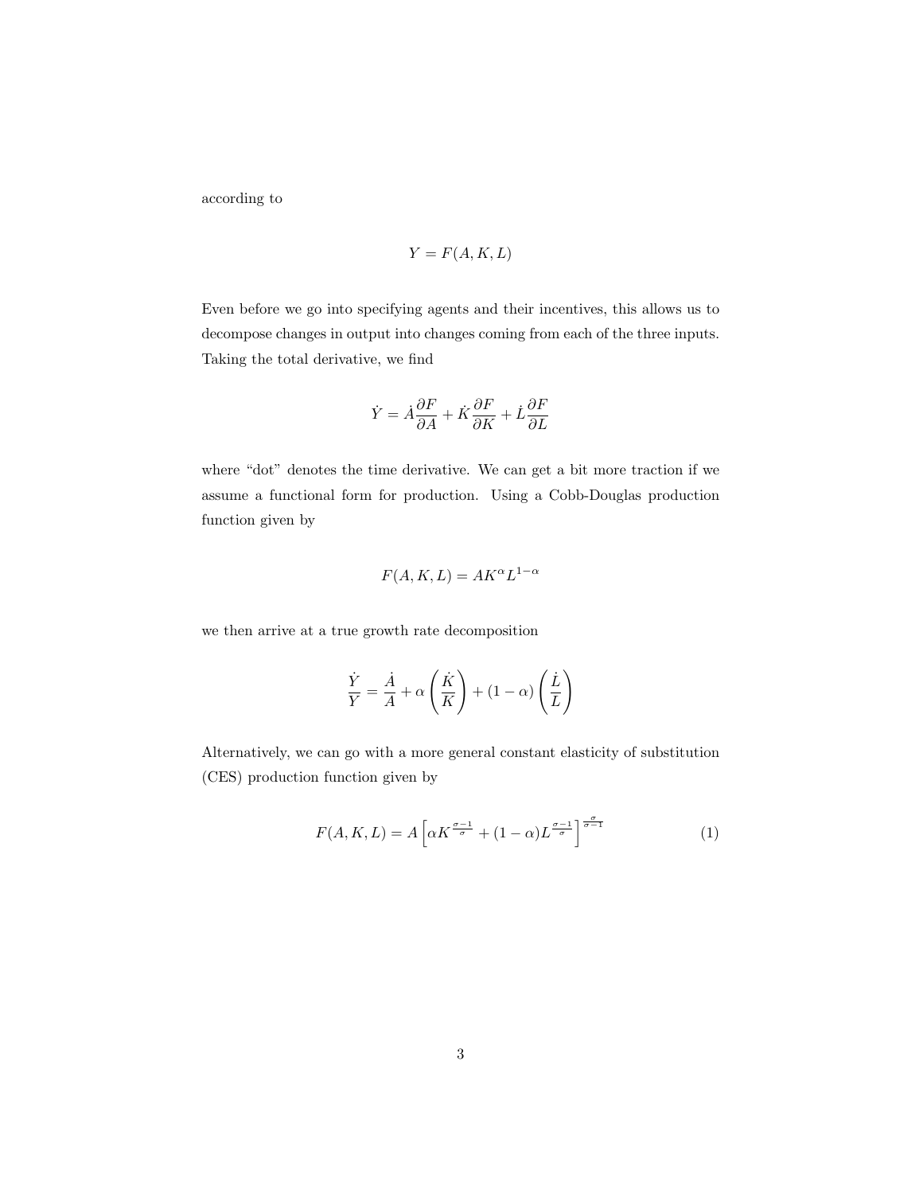according to

$$Y = F(A, K, L)$$

Even before we go into specifying agents and their incentives, this allows us to decompose changes in output into changes coming from each of the three inputs. Taking the total derivative, we find

$$\dot{Y} = \dot{A}\frac{\partial F}{\partial A} + \dot{K}\frac{\partial F}{\partial K} + \dot{L}\frac{\partial F}{\partial L}$$

where "dot" denotes the time derivative. We can get a bit more traction if we assume a functional form for production. Using a Cobb-Douglas production function given by

$$F(A, K, L) = AK^{\alpha}L^{1-\alpha}$$

we then arrive at a true growth rate decomposition

$$\frac{\dot{Y}}{Y} = \frac{\dot{A}}{A} + \alpha\left(\frac{\dot{K}}{K}\right) + (1-\alpha)\left(\frac{\dot{L}}{L}\right)$$

Alternatively, we can go with a more general constant elasticity of substitution (CES) production function given by

$$F(A, K, L) = A\left[\alpha K^{\frac{\sigma-1}{\sigma}} + (1-\alpha)L^{\frac{\sigma-1}{\sigma}}\right]^{\frac{\sigma}{\sigma-1}} \tag{1}$$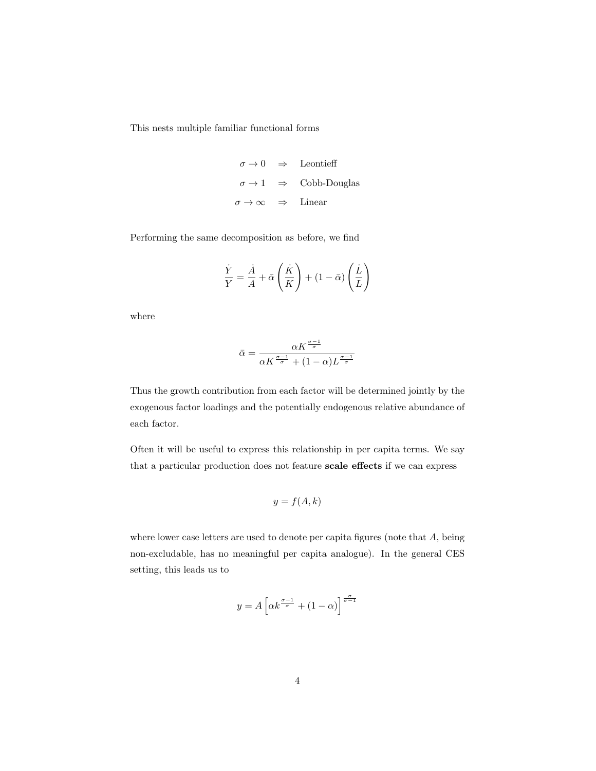This nests multiple familiar functional forms

$$
\begin{aligned}
\sigma \to 0 \quad &\Rightarrow \quad \text{Leontieff} \\
\sigma \to 1 \quad &\Rightarrow \quad \text{Cobb-Douglas} \\
\sigma \to \infty \quad &\Rightarrow \quad \text{Linear}
\end{aligned}
$$

Performing the same decomposition as before, we find

$$
\frac{\dot{Y}}{Y} = \frac{\dot{A}}{A} + \bar{\alpha}\left(\frac{\dot{K}}{K}\right) + (1-\bar{\alpha})\left(\frac{\dot{L}}{L}\right)
$$

where

$$
\bar{\alpha} = \frac{\alpha K^{\frac{\sigma-1}{\sigma}}}{\alpha K^{\frac{\sigma-1}{\sigma}} + (1-\alpha)L^{\frac{\sigma-1}{\sigma}}}
$$

Thus the growth contribution from each factor will be determined jointly by the exogenous factor loadings and the potentially endogenous relative abundance of each factor.

Often it will be useful to express this relationship in per capita terms. We say that a particular production does not feature **scale effects** if we can express

$$
y = f(A, k)
$$

where lower case letters are used to denote per capita figures (note that $A$, being non-excludable, has no meaningful per capita analogue). In the general CES setting, this leads us to

$$
y = A\left[\alpha k^{\frac{\sigma-1}{\sigma}} + (1-\alpha)\right]^{\frac{\sigma}{\sigma-1}}
$$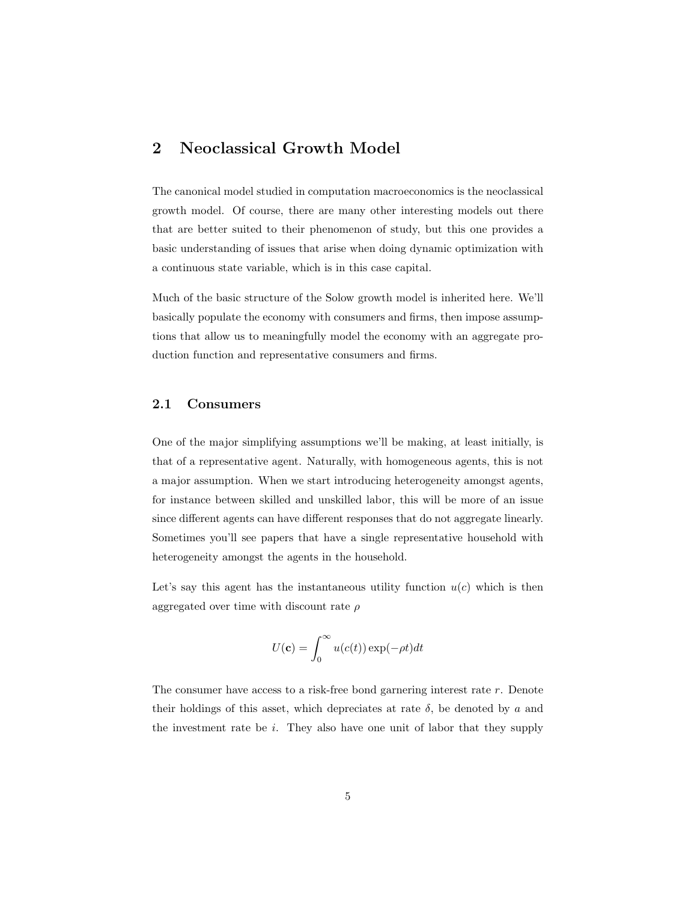## 2 Neoclassical Growth Model

The canonical model studied in computation macroeconomics is the neoclassical growth model. Of course, there are many other interesting models out there that are better suited to their phenomenon of study, but this one provides a basic understanding of issues that arise when doing dynamic optimization with a continuous state variable, which is in this case capital.

Much of the basic structure of the Solow growth model is inherited here. We'll basically populate the economy with consumers and firms, then impose assumptions that allow us to meaningfully model the economy with an aggregate production function and representative consumers and firms.

### 2.1 Consumers

One of the major simplifying assumptions we'll be making, at least initially, is that of a representative agent. Naturally, with homogeneous agents, this is not a major assumption. When we start introducing heterogeneity amongst agents, for instance between skilled and unskilled labor, this will be more of an issue since different agents can have different responses that do not aggregate linearly. Sometimes you'll see papers that have a single representative household with heterogeneity amongst the agents in the household.

Let's say this agent has the instantaneous utility function $u(c)$ which is then aggregated over time with discount rate $\rho$

$$U(\mathbf{c}) = \int_0^\infty u(c(t)) \exp(-\rho t) dt$$

The consumer have access to a risk-free bond garnering interest rate $r$. Denote their holdings of this asset, which depreciates at rate $\delta$, be denoted by $a$ and the investment rate be $i$. They also have one unit of labor that they supply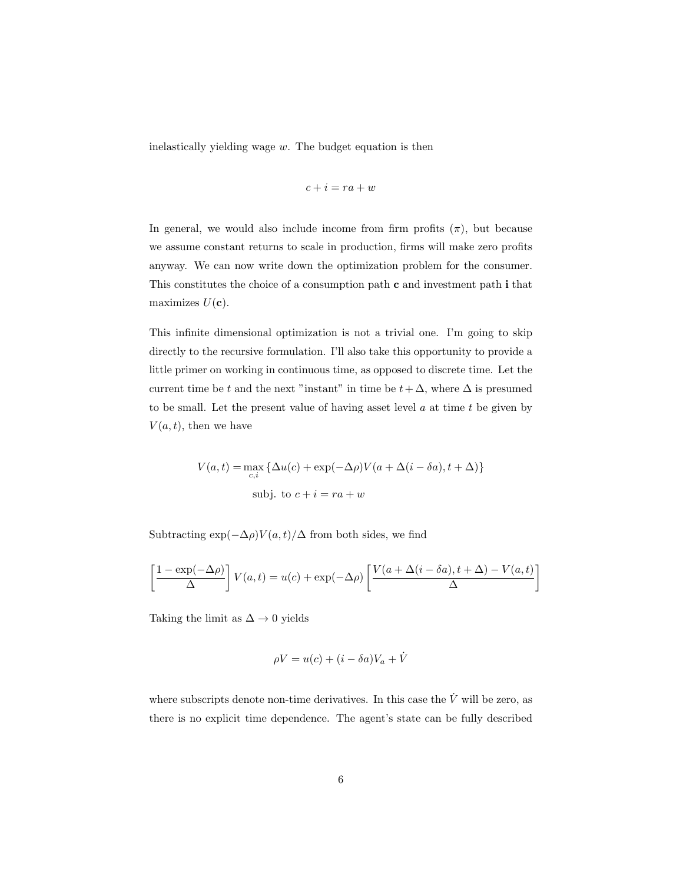inelastically yielding wage $w$. The budget equation is then

$$c + i = ra + w$$

In general, we would also include income from firm profits ($\pi$), but because we assume constant returns to scale in production, firms will make zero profits anyway. We can now write down the optimization problem for the consumer. This constitutes the choice of a consumption path $\mathbf{c}$ and investment path $\mathbf{i}$ that maximizes $U(\mathbf{c})$.

This infinite dimensional optimization is not a trivial one. I'm going to skip directly to the recursive formulation. I'll also take this opportunity to provide a little primer on working in continuous time, as opposed to discrete time. Let the current time be $t$ and the next "instant" in time be $t + \Delta$, where $\Delta$ is presumed to be small. Let the present value of having asset level $a$ at time $t$ be given by $V(a, t)$, then we have

$$V(a,t) = \max_{c,i} \left\{ \Delta u(c) + \exp(-\Delta\rho) V(a + \Delta(i - \delta a), t + \Delta) \right\}$$
$$\text{subj. to } c + i = ra + w$$

Subtracting $\exp(-\Delta\rho)V(a,t)/\Delta$ from both sides, we find

$$\left[ \frac{1 - \exp(-\Delta\rho)}{\Delta} \right] V(a,t) = u(c) + \exp(-\Delta\rho) \left[ \frac{V(a + \Delta(i - \delta a), t + \Delta) - V(a,t)}{\Delta} \right]$$

Taking the limit as $\Delta \to 0$ yields

$$\rho V = u(c) + (i - \delta a) V_a + \dot{V}$$

where subscripts denote non-time derivatives. In this case the $\dot{V}$ will be zero, as there is no explicit time dependence. The agent's state can be fully described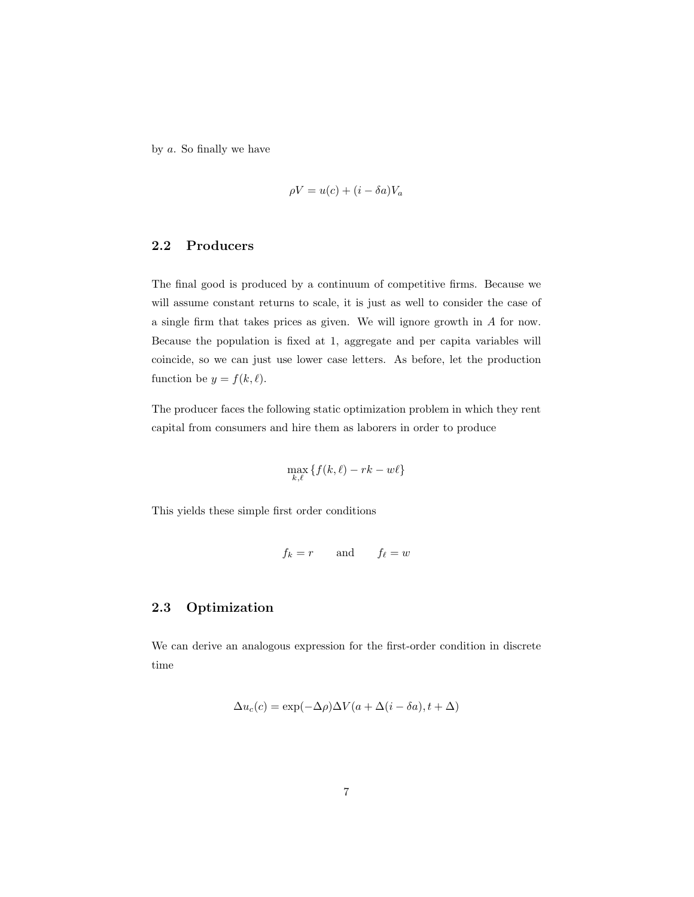by $a$. So finally we have

$$\rho V = u(c) + (i - \delta a)V_a$$

## 2.2 Producers

The final good is produced by a continuum of competitive firms. Because we will assume constant returns to scale, it is just as well to consider the case of a single firm that takes prices as given. We will ignore growth in $A$ for now. Because the population is fixed at 1, aggregate and per capita variables will coincide, so we can just use lower case letters. As before, let the production function be $y = f(k, \ell)$.

The producer faces the following static optimization problem in which they rent capital from consumers and hire them as laborers in order to produce

$$\max_{k,\ell} \{f(k, \ell) - rk - w\ell\}$$

This yields these simple first order conditions

$$f_k = r \qquad \text{and} \qquad f_\ell = w$$

## 2.3 Optimization

We can derive an analogous expression for the first-order condition in discrete time

$$\Delta u_c(c) = \exp(-\Delta\rho)\Delta V(a + \Delta(i - \delta a), t + \Delta)$$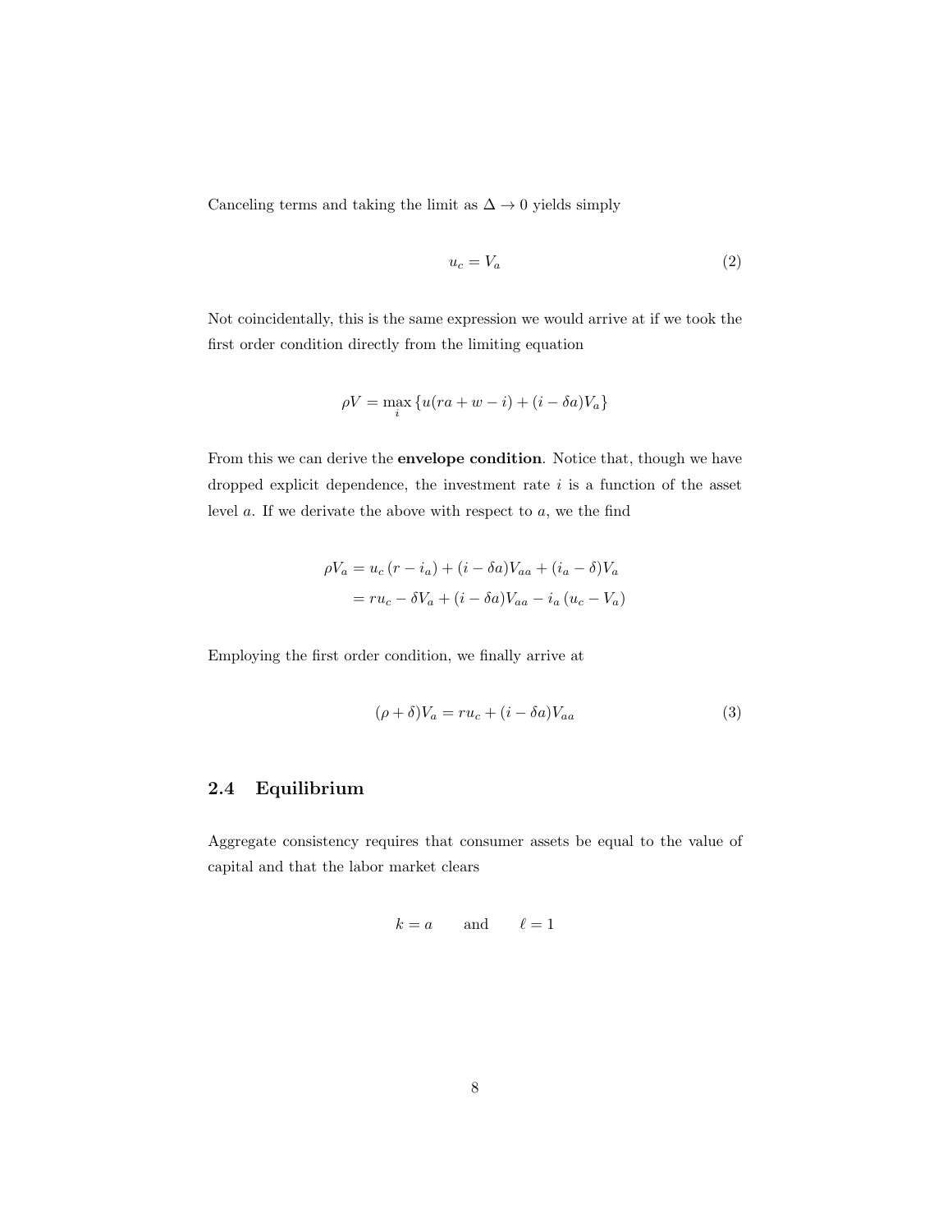Canceling terms and taking the limit as $\Delta \to 0$ yields simply

$$u_c = V_a \tag{2}$$

Not coincidentally, this is the same expression we would arrive at if we took the first order condition directly from the limiting equation

$$\rho V = \max_i \{u(ra + w - i) + (i - \delta a)V_a\}$$

From this we can derive the **envelope condition**. Notice that, though we have dropped explicit dependence, the investment rate $i$ is a function of the asset level $a$. If we derivate the above with respect to $a$, we the find

$$\begin{aligned}
\rho V_a &= u_c \left(r - i_a\right) + (i - \delta a)V_{aa} + (i_a - \delta)V_a \\
&= ru_c - \delta V_a + (i - \delta a)V_{aa} - i_a \left(u_c - V_a\right)
\end{aligned}$$

Employing the first order condition, we finally arrive at

$$(\rho + \delta)V_a = ru_c + (i - \delta a)V_{aa} \tag{3}$$

### 2.4 Equilibrium

Aggregate consistency requires that consumer assets be equal to the value of capital and that the labor market clears

$$k = a \qquad \text{and} \qquad \ell = 1$$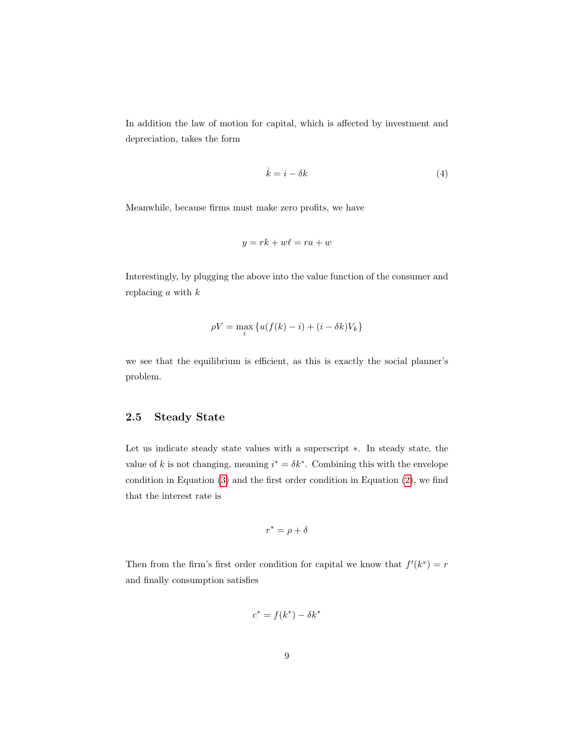In addition the law of motion for capital, which is affected by investment and depreciation, takes the form

$$\dot{k} = i - \delta k \tag{4}$$

Meanwhile, because firms must make zero profits, we have

$$y = rk + w\ell = ra + w$$

Interestingly, by plugging the above into the value function of the consumer and replacing $a$ with $k$

$$\rho V = \max_i \{u(f(k) - i) + (i - \delta k)V_k\}$$

we see that the equilibrium is efficient, as this is exactly the social planner's problem.

### 2.5 Steady State

Let us indicate steady state values with a superscript $*$. In steady state, the value of $k$ is not changing, meaning $i^* = \delta k^*$. Combining this with the envelope condition in Equation (3) and the first order condition in Equation (2), we find that the interest rate is

$$r^* = \rho + \delta$$

Then from the firm's first order condition for capital we know that $f'(k^*) = r$ and finally consumption satisfies

$$c^* = f(k^*) - \delta k^*$$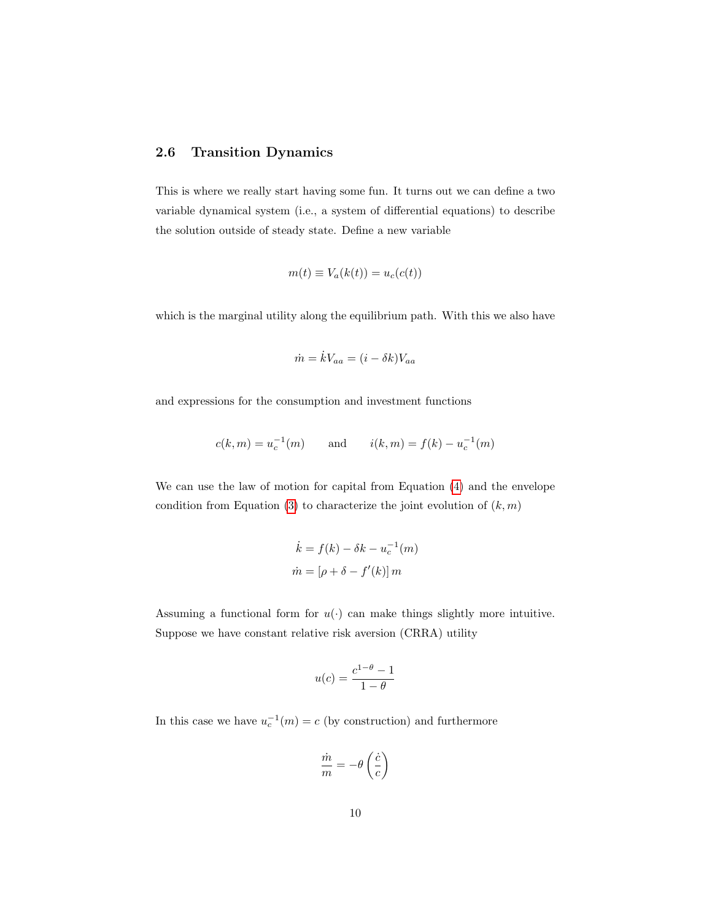## 2.6 Transition Dynamics

This is where we really start having some fun. It turns out we can define a two variable dynamical system (i.e., a system of differential equations) to describe the solution outside of steady state. Define a new variable

$$m(t) \equiv V_a(k(t)) = u_c(c(t))$$

which is the marginal utility along the equilibrium path. With this we also have

$$\dot{m} = \dot{k}V_{aa} = (i - \delta k)V_{aa}$$

and expressions for the consumption and investment functions

$$c(k,m) = u_c^{-1}(m) \qquad \text{and} \qquad i(k,m) = f(k) - u_c^{-1}(m)$$

We can use the law of motion for capital from Equation (4) and the envelope condition from Equation (3) to characterize the joint evolution of $(k, m)$

$$\begin{aligned}
\dot{k} &= f(k) - \delta k - u_c^{-1}(m) \\
\dot{m} &= \left[\rho + \delta - f'(k)\right] m
\end{aligned}$$

Assuming a functional form for $u(\cdot)$ can make things slightly more intuitive. Suppose we have constant relative risk aversion (CRRA) utility

$$u(c) = \frac{c^{1-\theta} - 1}{1 - \theta}$$

In this case we have $u_c^{-1}(m) = c$ (by construction) and furthermore

$$\frac{\dot{m}}{m} = -\theta \left(\frac{\dot{c}}{c}\right)$$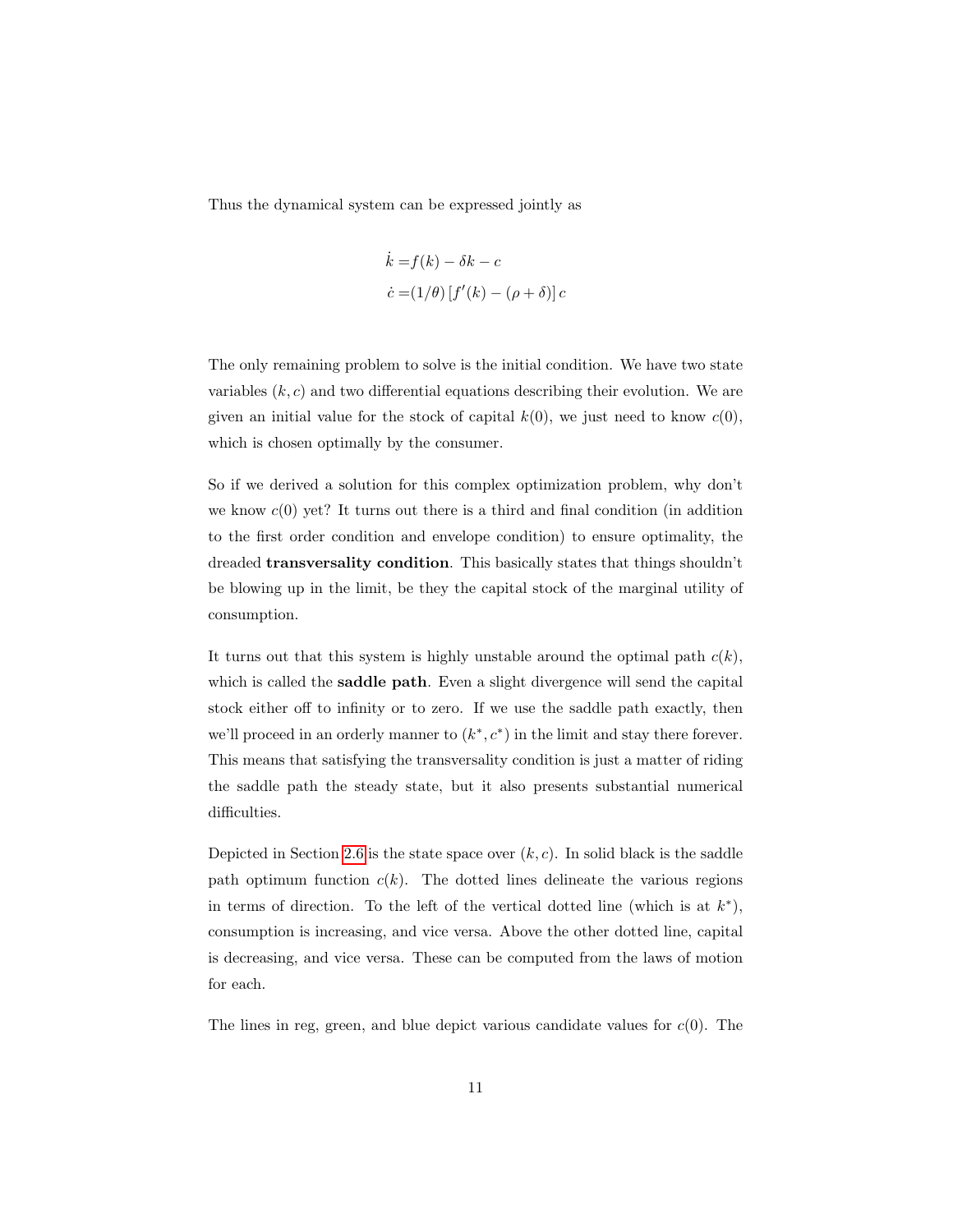Thus the dynamical system can be expressed jointly as

$$
\begin{aligned}
\dot{k} =& f(k) - \delta k - c \\
\dot{c} =& (1/\theta) \left[ f'(k) - (\rho + \delta) \right] c
\end{aligned}
$$

The only remaining problem to solve is the initial condition. We have two state variables $(k, c)$ and two differential equations describing their evolution. We are given an initial value for the stock of capital $k(0)$, we just need to know $c(0)$, which is chosen optimally by the consumer.

So if we derived a solution for this complex optimization problem, why don't we know $c(0)$ yet? It turns out there is a third and final condition (in addition to the first order condition and envelope condition) to ensure optimality, the dreaded **transversality condition**. This basically states that things shouldn't be blowing up in the limit, be they the capital stock of the marginal utility of consumption.

It turns out that this system is highly unstable around the optimal path $c(k)$, which is called the **saddle path**. Even a slight divergence will send the capital stock either off to infinity or to zero. If we use the saddle path exactly, then we'll proceed in an orderly manner to $(k^*, c^*)$ in the limit and stay there forever. This means that satisfying the transversality condition is just a matter of riding the saddle path the steady state, but it also presents substantial numerical difficulties.

Depicted in Section 2.6 is the state space over $(k, c)$. In solid black is the saddle path optimum function $c(k)$. The dotted lines delineate the various regions in terms of direction. To the left of the vertical dotted line (which is at $k^*$), consumption is increasing, and vice versa. Above the other dotted line, capital is decreasing, and vice versa. These can be computed from the laws of motion for each.

The lines in reg, green, and blue depict various candidate values for $c(0)$. The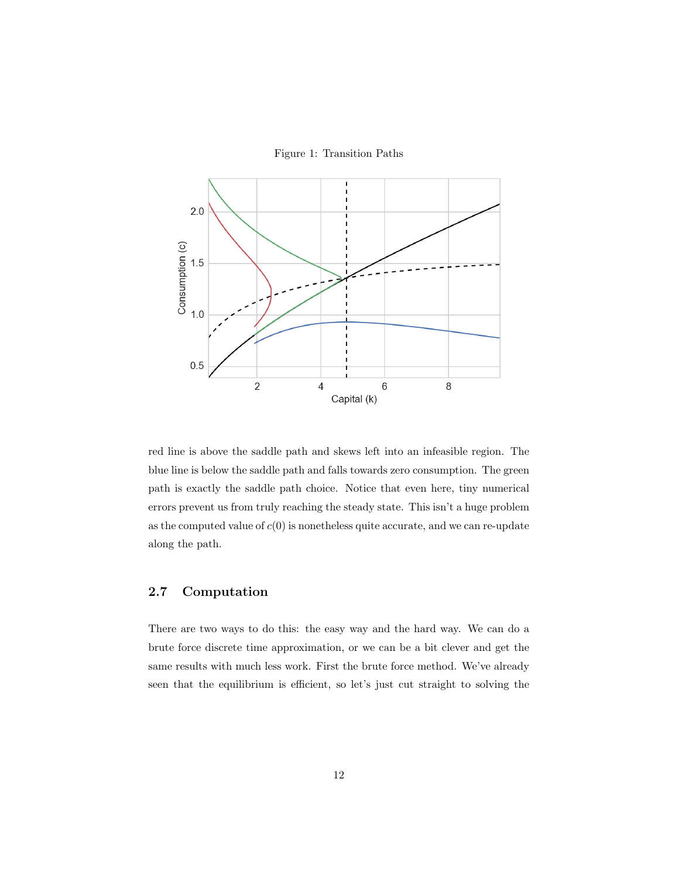Figure 1: Transition Paths

red line is above the saddle path and skews left into an infeasible region. The blue line is below the saddle path and falls towards zero consumption. The green path is exactly the saddle path choice. Notice that even here, tiny numerical errors prevent us from truly reaching the steady state. This isn't a huge problem as the computed value of $c(0)$ is nonetheless quite accurate, and we can re-update along the path.

### 2.7 Computation

There are two ways to do this: the easy way and the hard way. We can do a brute force discrete time approximation, or we can be a bit clever and get the same results with much less work. First the brute force method. We've already seen that the equilibrium is efficient, so let's just cut straight to solving the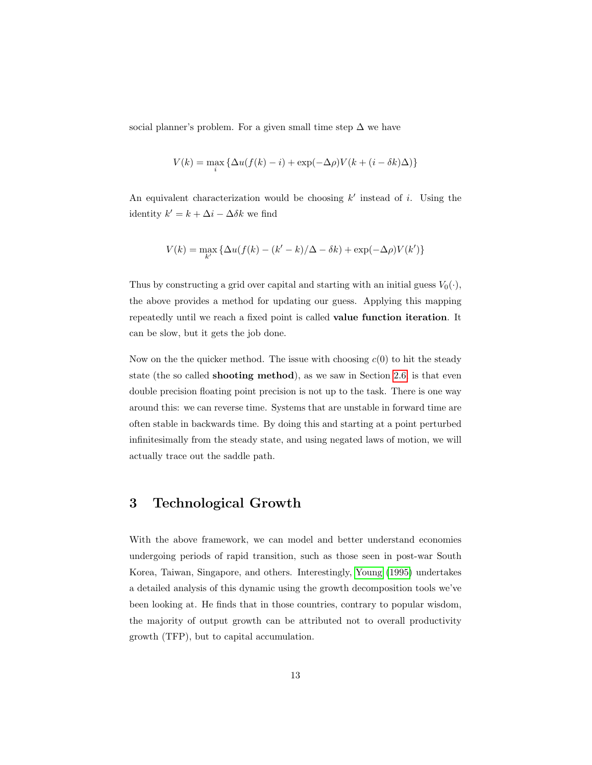social planner's problem. For a given small time step $\Delta$ we have

$$V(k) = \max_i \{\Delta u(f(k) - i) + \exp(-\Delta\rho)V(k + (i - \delta k)\Delta)\}$$

An equivalent characterization would be choosing $k'$ instead of $i$. Using the identity $k' = k + \Delta i - \Delta\delta k$ we find

$$V(k) = \max_{k'} \{\Delta u(f(k) - (k' - k)/\Delta - \delta k) + \exp(-\Delta\rho)V(k')\}$$

Thus by constructing a grid over capital and starting with an initial guess $V_0(\cdot)$, the above provides a method for updating our guess. Applying this mapping repeatedly until we reach a fixed point is called **value function iteration**. It can be slow, but it gets the job done.

Now on the the quicker method. The issue with choosing $c(0)$ to hit the steady state (the so called **shooting method**), as we saw in Section 2.6 is that even double precision floating point precision is not up to the task. There is one way around this: we can reverse time. Systems that are unstable in forward time are often stable in backwards time. By doing this and starting at a point perturbed infinitesimally from the steady state, and using negated laws of motion, we will actually trace out the saddle path.

# 3 Technological Growth

With the above framework, we can model and better understand economies undergoing periods of rapid transition, such as those seen in post-war South Korea, Taiwan, Singapore, and others. Interestingly, Young (1995) undertakes a detailed analysis of this dynamic using the growth decomposition tools we've been looking at. He finds that in those countries, contrary to popular wisdom, the majority of output growth can be attributed not to overall productivity growth (TFP), but to capital accumulation.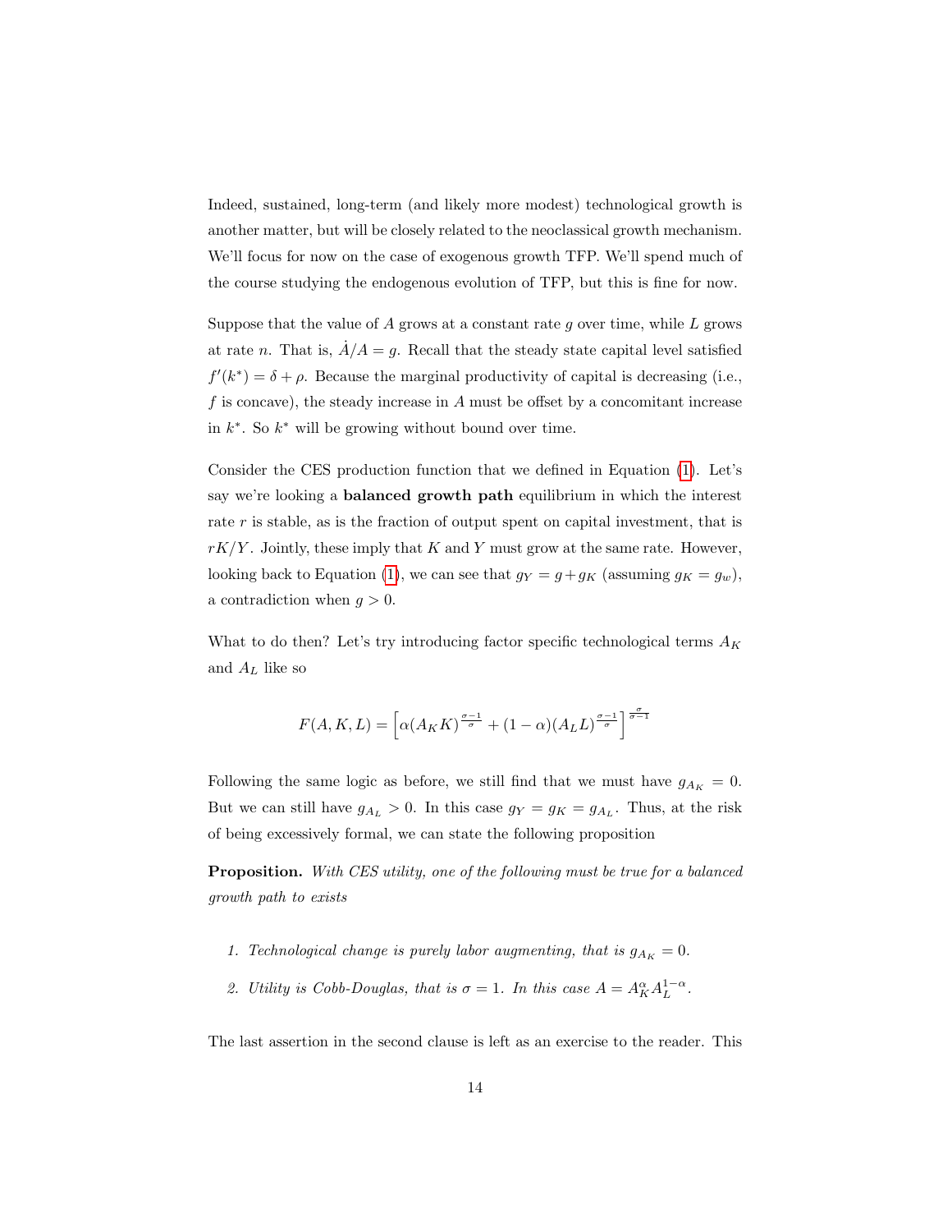Indeed, sustained, long-term (and likely more modest) technological growth is another matter, but will be closely related to the neoclassical growth mechanism. We'll focus for now on the case of exogenous growth TFP. We'll spend much of the course studying the endogenous evolution of TFP, but this is fine for now.

Suppose that the value of $A$ grows at a constant rate $g$ over time, while $L$ grows at rate $n$. That is, $\dot{A}/A = g$. Recall that the steady state capital level satisfied $f'(k^*) = \delta + \rho$. Because the marginal productivity of capital is decreasing (i.e., $f$ is concave), the steady increase in $A$ must be offset by a concomitant increase in $k^*$. So $k^*$ will be growing without bound over time.

Consider the CES production function that we defined in Equation (1). Let's say we're looking a **balanced growth path** equilibrium in which the interest rate $r$ is stable, as is the fraction of output spent on capital investment, that is $rK/Y$. Jointly, these imply that $K$ and $Y$ must grow at the same rate. However, looking back to Equation (1), we can see that $g_Y = g + g_K$ (assuming $g_K = g_w$), a contradiction when $g > 0$.

What to do then? Let's try introducing factor specific technological terms $A_K$ and $A_L$ like so

$$F(A, K, L) = \left[\alpha(A_K K)^{\frac{\sigma-1}{\sigma}} + (1-\alpha)(A_L L)^{\frac{\sigma-1}{\sigma}}\right]^{\frac{\sigma}{\sigma-1}}$$

Following the same logic as before, we still find that we must have $g_{A_K} = 0$. But we can still have $g_{A_L} > 0$. In this case $g_Y = g_K = g_{A_L}$. Thus, at the risk of being excessively formal, we can state the following proposition

**Proposition.** *With CES utility, one of the following must be true for a balanced growth path to exists*

1. *Technological change is purely labor augmenting, that is $g_{A_K} = 0$.*
2. *Utility is Cobb-Douglas, that is $\sigma = 1$. In this case $A = A_K^{\alpha} A_L^{1-\alpha}$.*

The last assertion in the second clause is left as an exercise to the reader. This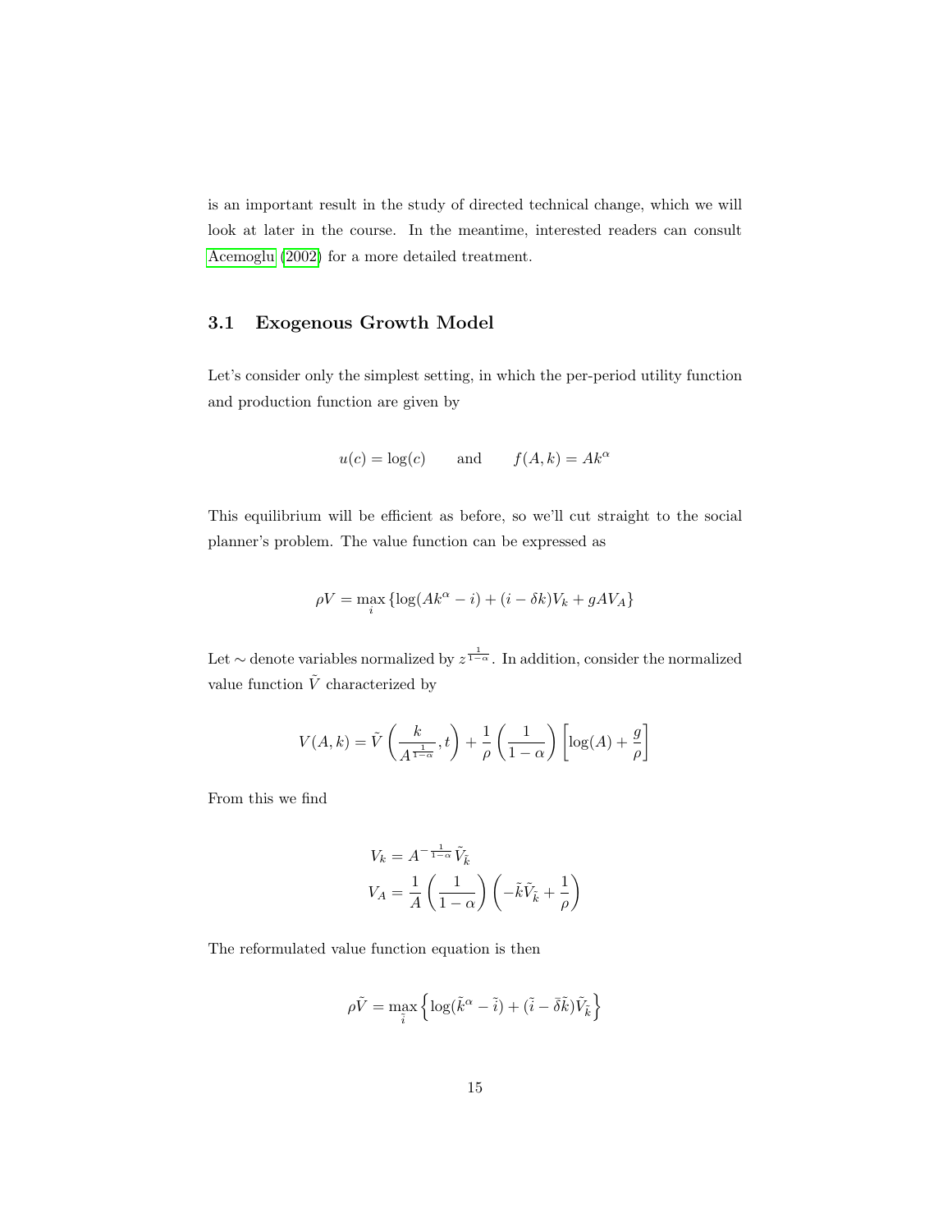is an important result in the study of directed technical change, which we will look at later in the course. In the meantime, interested readers can consult Acemoglu (2002) for a more detailed treatment.

### 3.1 Exogenous Growth Model

Let's consider only the simplest setting, in which the per-period utility function and production function are given by

$$u(c) = \log(c) \qquad \text{and} \qquad f(A, k) = Ak^{\alpha}$$

This equilibrium will be efficient as before, so we'll cut straight to the social planner's problem. The value function can be expressed as

$$\rho V = \max_{i} \left\{ \log(Ak^{\alpha} - i) + (i - \delta k)V_k + gAV_A \right\}$$

Let $\sim$ denote variables normalized by $z^{\frac{1}{1-\alpha}}$. In addition, consider the normalized value function $\tilde{V}$ characterized by

$$V(A, k) = \tilde{V}\left( \frac{k}{A^{\frac{1}{1-\alpha}}}, t \right) + \frac{1}{\rho}\left( \frac{1}{1-\alpha} \right) \left[ \log(A) + \frac{g}{\rho} \right]$$

From this we find

$$\begin{aligned}
V_k &= A^{-\frac{1}{1-\alpha}} \tilde{V}_{\tilde{k}} \\
V_A &= \frac{1}{A}\left( \frac{1}{1-\alpha} \right) \left( -\tilde{k}\tilde{V}_{\tilde{k}} + \frac{1}{\rho} \right)
\end{aligned}$$

The reformulated value function equation is then

$$\rho \tilde{V} = \max_{\tilde{i}} \left\{ \log(\tilde{k}^{\alpha} - \tilde{i}) + (\tilde{i} - \bar{\delta}\tilde{k})\tilde{V}_{\tilde{k}} \right\}$$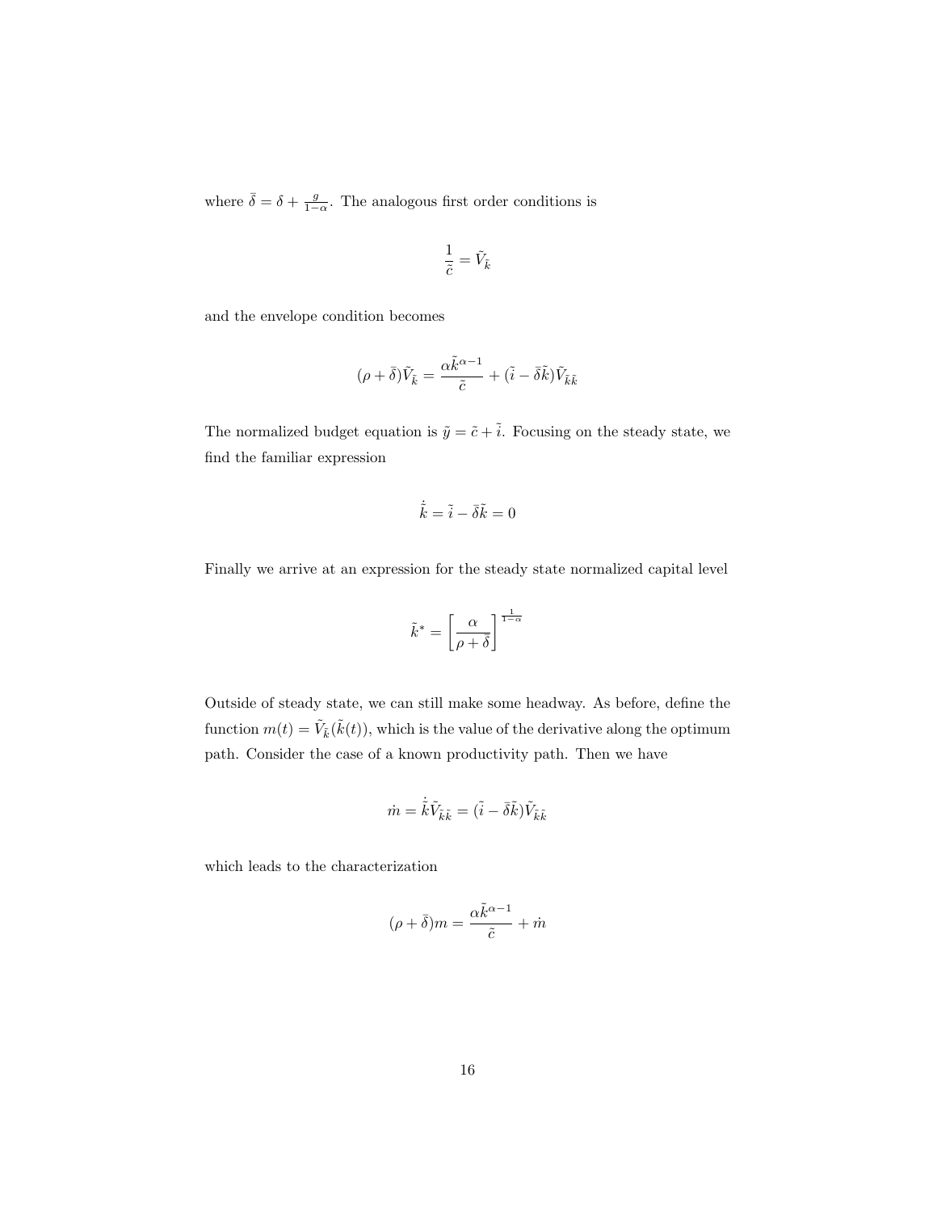where $\bar{\delta} = \delta + \frac{g}{1-\alpha}$. The analogous first order conditions is

$$\frac{1}{\tilde{c}} = \tilde{V}_{\tilde{k}}$$

and the envelope condition becomes

$$(\rho + \bar{\delta})\tilde{V}_{\tilde{k}} = \frac{\alpha \tilde{k}^{\alpha-1}}{\tilde{c}} + (\tilde{i} - \bar{\delta}\tilde{k})\tilde{V}_{\tilde{k}\tilde{k}}$$

The normalized budget equation is $\tilde{y} = \tilde{c} + \tilde{i}$. Focusing on the steady state, we find the familiar expression

$$\dot{\tilde{k}} = \tilde{i} - \bar{\delta}\tilde{k} = 0$$

Finally we arrive at an expression for the steady state normalized capital level

$$\tilde{k}^* = \left[\frac{\alpha}{\rho + \bar{\delta}}\right]^{\frac{1}{1-\alpha}}$$

Outside of steady state, we can still make some headway. As before, define the function $m(t) = \tilde{V}_{\tilde{k}}(\tilde{k}(t))$, which is the value of the derivative along the optimum path. Consider the case of a known productivity path. Then we have

$$\dot{m} = \dot{\tilde{k}}\tilde{V}_{\tilde{k}\tilde{k}} = (\tilde{i} - \bar{\delta}\tilde{k})\tilde{V}_{\tilde{k}\tilde{k}}$$

which leads to the characterization

$$(\rho + \bar{\delta})m = \frac{\alpha \tilde{k}^{\alpha-1}}{\tilde{c}} + \dot{m}$$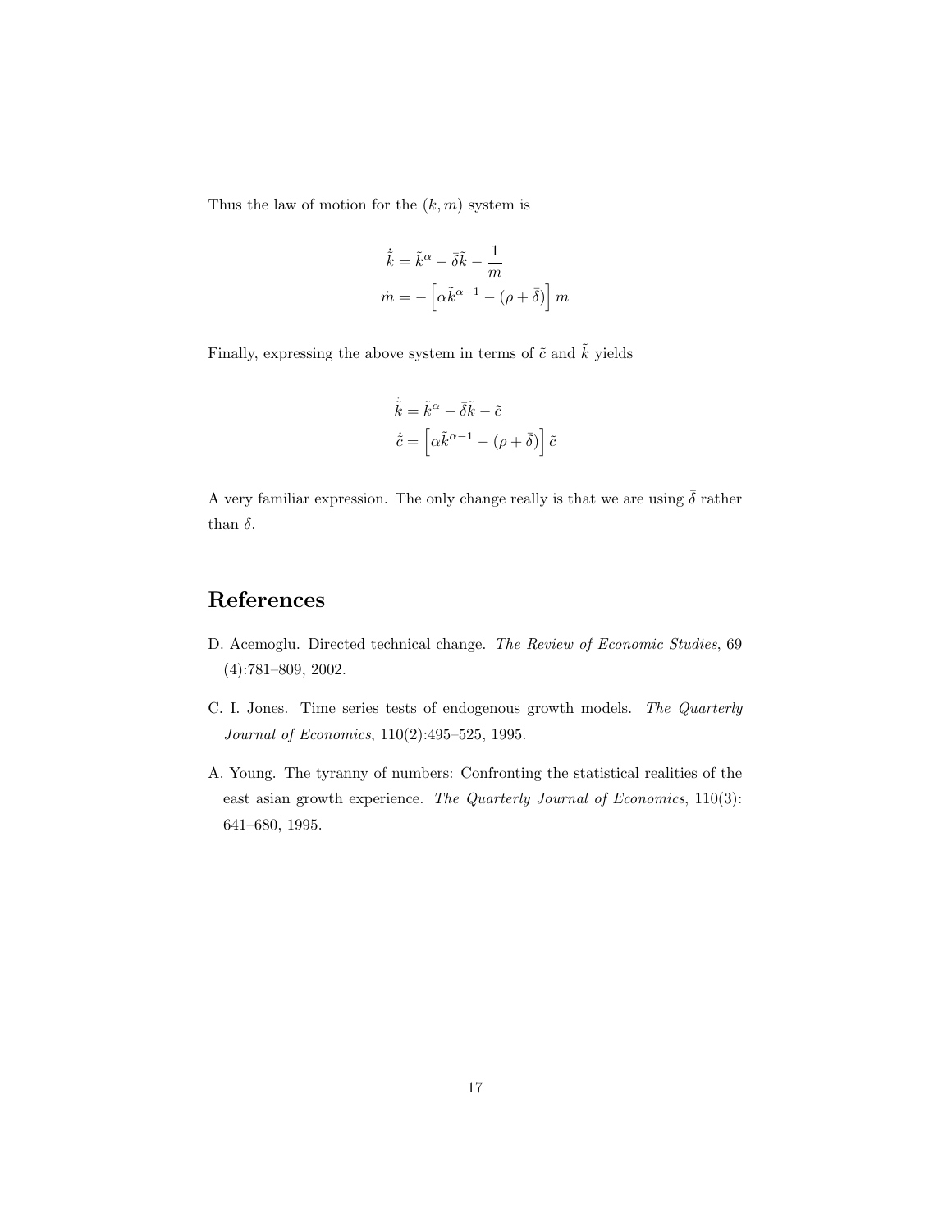Thus the law of motion for the $(k, m)$ system is

$$
\begin{aligned}
\dot{\tilde{k}} &= \tilde{k}^{\alpha} - \bar{\delta}\tilde{k} - \frac{1}{m} \\
\dot{m} &= -\left[\alpha\tilde{k}^{\alpha-1} - (\rho + \bar{\delta})\right] m
\end{aligned}
$$

Finally, expressing the above system in terms of $\tilde{c}$ and $\tilde{k}$ yields

$$
\begin{aligned}
\dot{\tilde{k}} &= \tilde{k}^{\alpha} - \bar{\delta}\tilde{k} - \tilde{c} \\
\dot{\tilde{c}} &= \left[\alpha\tilde{k}^{\alpha-1} - (\rho + \bar{\delta})\right] \tilde{c}
\end{aligned}
$$

A very familiar expression. The only change really is that we are using $\bar{\delta}$ rather than $\delta$.

## References

D. Acemoglu. Directed technical change. *The Review of Economic Studies*, 69 (4):781–809, 2002.

C. I. Jones. Time series tests of endogenous growth models. *The Quarterly Journal of Economics*, 110(2):495–525, 1995.

A. Young. The tyranny of numbers: Confronting the statistical realities of the east asian growth experience. *The Quarterly Journal of Economics*, 110(3): 641–680, 1995.